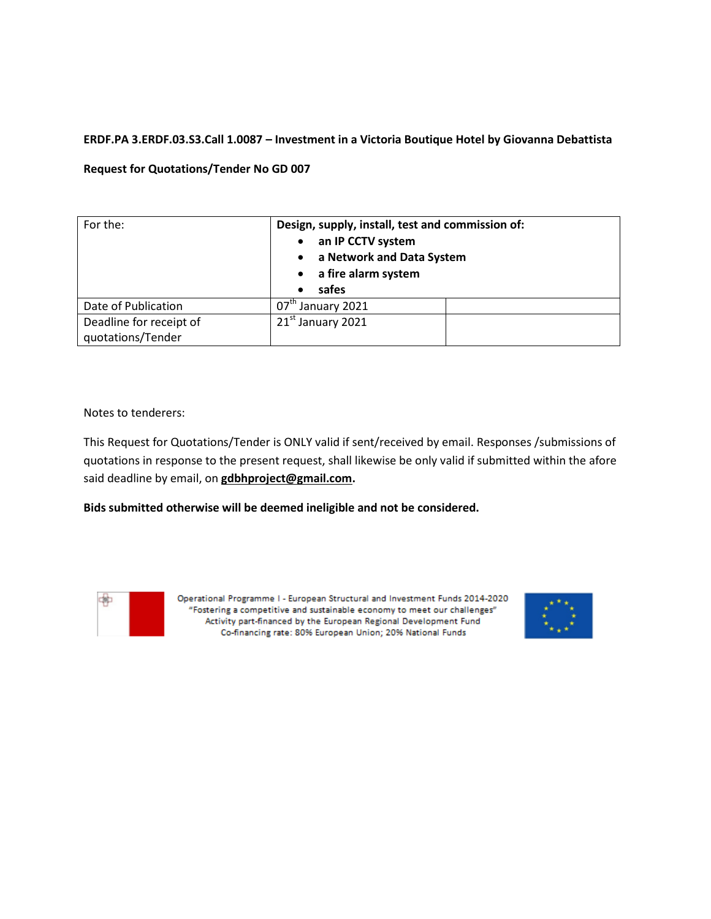**ERDF.PA 3.ERDF.03.S3.Call 1.0087 – Investment in a Victoria Boutique Hotel by Giovanna Debattista**

**Request for Quotations/Tender No GD 007**

| For the: | **Design, supply, install, test and commission of:**<br>• **an IP CCTV system**<br>• **a Network and Data System**<br>• **a fire alarm system**<br>• **safes** | |
|---|---|---|
| Date of Publication | 07th January 2021 | |
| Deadline for receipt of quotations/Tender | 21st January 2021 | |

Notes to tenderers:

This Request for Quotations/Tender is ONLY valid if sent/received by email. Responses /submissions of quotations in response to the present request, shall likewise be only valid if submitted within the afore said deadline by email, on **gdbhproject@gmail.com.**

**Bids submitted otherwise will be deemed ineligible and not be considered.**

Operational Programme I - European Structural and Investment Funds 2014-2020
"Fostering a competitive and sustainable economy to meet our challenges"
Activity part-financed by the European Regional Development Fund
Co-financing rate: 80% European Union; 20% National Funds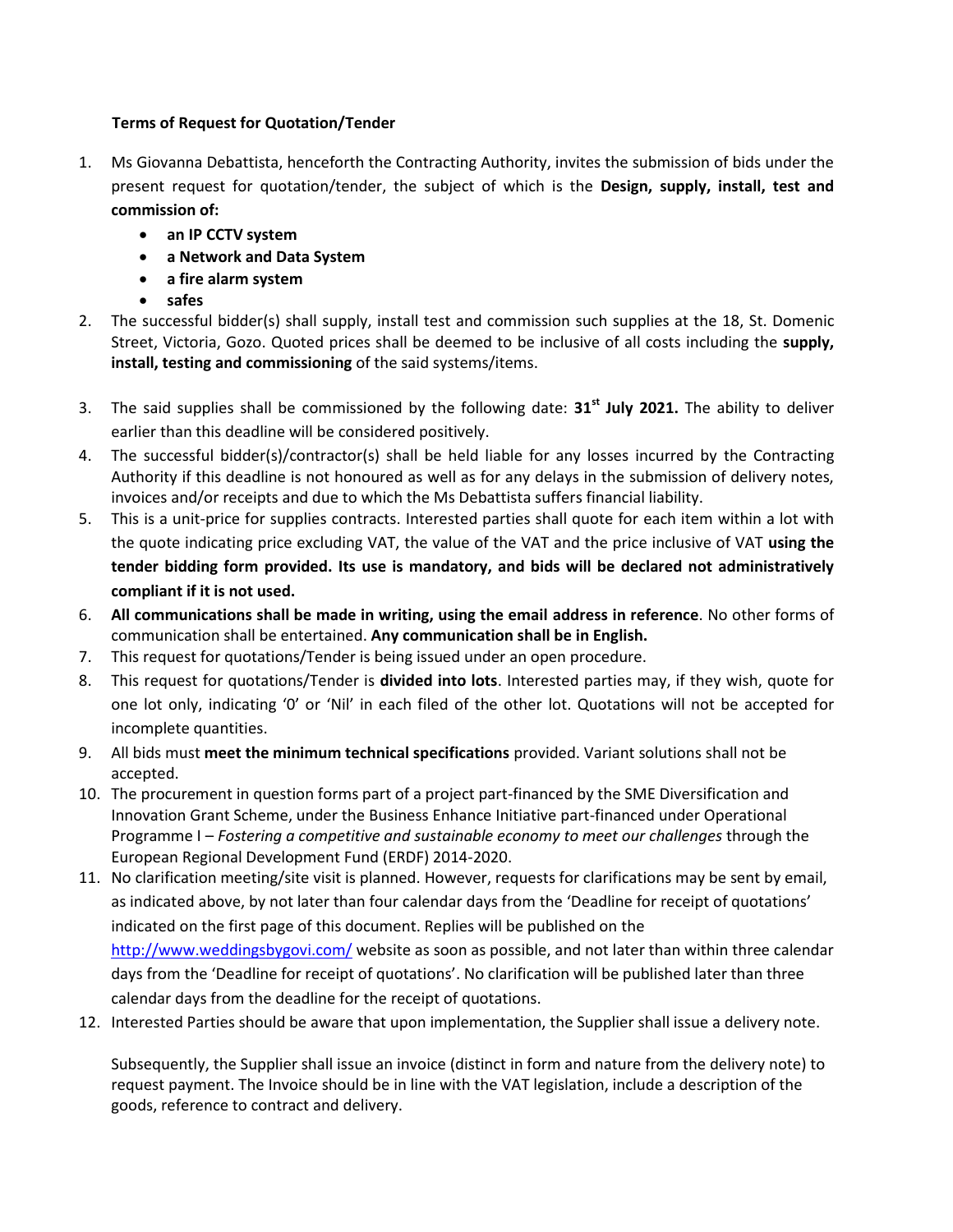**Terms of Request for Quotation/Tender**

1. Ms Giovanna Debattista, henceforth the Contracting Authority, invites the submission of bids under the present request for quotation/tender, the subject of which is the **Design, supply, install, test and commission of:**
   - **an IP CCTV system**
   - **a Network and Data System**
   - **a fire alarm system**
   - **safes**
2. The successful bidder(s) shall supply, install test and commission such supplies at the 18, St. Domenic Street, Victoria, Gozo. Quoted prices shall be deemed to be inclusive of all costs including the **supply, install, testing and commissioning** of the said systems/items.
3. The said supplies shall be commissioned by the following date: **31st July 2021.** The ability to deliver earlier than this deadline will be considered positively.
4. The successful bidder(s)/contractor(s) shall be held liable for any losses incurred by the Contracting Authority if this deadline is not honoured as well as for any delays in the submission of delivery notes, invoices and/or receipts and due to which the Ms Debattista suffers financial liability.
5. This is a unit-price for supplies contracts. Interested parties shall quote for each item within a lot with the quote indicating price excluding VAT, the value of the VAT and the price inclusive of VAT **using the tender bidding form provided. Its use is mandatory, and bids will be declared not administratively compliant if it is not used.**
6. **All communications shall be made in writing, using the email address in reference**. No other forms of communication shall be entertained. **Any communication shall be in English.**
7. This request for quotations/Tender is being issued under an open procedure.
8. This request for quotations/Tender is **divided into lots**. Interested parties may, if they wish, quote for one lot only, indicating '0' or 'Nil' in each filed of the other lot. Quotations will not be accepted for incomplete quantities.
9. All bids must **meet the minimum technical specifications** provided. Variant solutions shall not be accepted.
10. The procurement in question forms part of a project part-financed by the SME Diversification and Innovation Grant Scheme, under the Business Enhance Initiative part-financed under Operational Programme I – *Fostering a competitive and sustainable economy to meet our challenges* through the European Regional Development Fund (ERDF) 2014-2020.
11. No clarification meeting/site visit is planned. However, requests for clarifications may be sent by email, as indicated above, by not later than four calendar days from the 'Deadline for receipt of quotations' indicated on the first page of this document. Replies will be published on the http://www.weddingsbygovi.com/ website as soon as possible, and not later than within three calendar days from the 'Deadline for receipt of quotations'. No clarification will be published later than three calendar days from the deadline for the receipt of quotations.
12. Interested Parties should be aware that upon implementation, the Supplier shall issue a delivery note.

    Subsequently, the Supplier shall issue an invoice (distinct in form and nature from the delivery note) to request payment. The Invoice should be in line with the VAT legislation, include a description of the goods, reference to contract and delivery.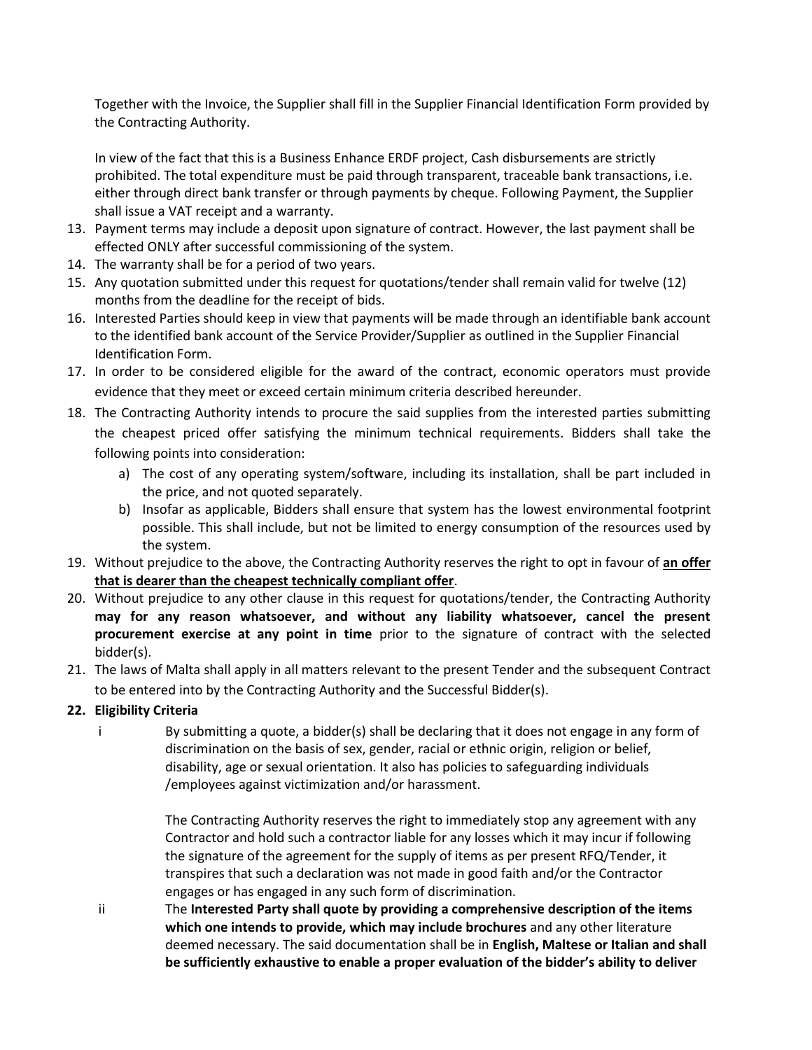Together with the Invoice, the Supplier shall fill in the Supplier Financial Identification Form provided by the Contracting Authority.

In view of the fact that this is a Business Enhance ERDF project, Cash disbursements are strictly prohibited. The total expenditure must be paid through transparent, traceable bank transactions, i.e. either through direct bank transfer or through payments by cheque. Following Payment, the Supplier shall issue a VAT receipt and a warranty.

13. Payment terms may include a deposit upon signature of contract. However, the last payment shall be effected ONLY after successful commissioning of the system.
14. The warranty shall be for a period of two years.
15. Any quotation submitted under this request for quotations/tender shall remain valid for twelve (12) months from the deadline for the receipt of bids.
16. Interested Parties should keep in view that payments will be made through an identifiable bank account to the identified bank account of the Service Provider/Supplier as outlined in the Supplier Financial Identification Form.
17. In order to be considered eligible for the award of the contract, economic operators must provide evidence that they meet or exceed certain minimum criteria described hereunder.
18. The Contracting Authority intends to procure the said supplies from the interested parties submitting the cheapest priced offer satisfying the minimum technical requirements. Bidders shall take the following points into consideration:
    a) The cost of any operating system/software, including its installation, shall be part included in the price, and not quoted separately.
    b) Insofar as applicable, Bidders shall ensure that system has the lowest environmental footprint possible. This shall include, but not be limited to energy consumption of the resources used by the system.
19. Without prejudice to the above, the Contracting Authority reserves the right to opt in favour of **an offer that is dearer than the cheapest technically compliant offer**.
20. Without prejudice to any other clause in this request for quotations/tender, the Contracting Authority **may for any reason whatsoever, and without any liability whatsoever, cancel the present procurement exercise at any point in time** prior to the signature of contract with the selected bidder(s).
21. The laws of Malta shall apply in all matters relevant to the present Tender and the subsequent Contract to be entered into by the Contracting Authority and the Successful Bidder(s).
22. **Eligibility Criteria**

    i. By submitting a quote, a bidder(s) shall be declaring that it does not engage in any form of discrimination on the basis of sex, gender, racial or ethnic origin, religion or belief, disability, age or sexual orientation. It also has policies to safeguarding individuals /employees against victimization and/or harassment.

       The Contracting Authority reserves the right to immediately stop any agreement with any Contractor and hold such a contractor liable for any losses which it may incur if following the signature of the agreement for the supply of items as per present RFQ/Tender, it transpires that such a declaration was not made in good faith and/or the Contractor engages or has engaged in any such form of discrimination.

    ii. The **Interested Party shall quote by providing a comprehensive description of the items which one intends to provide, which may include brochures** and any other literature deemed necessary. The said documentation shall be in **English, Maltese or Italian and shall be sufficiently exhaustive to enable a proper evaluation of the bidder's ability to deliver**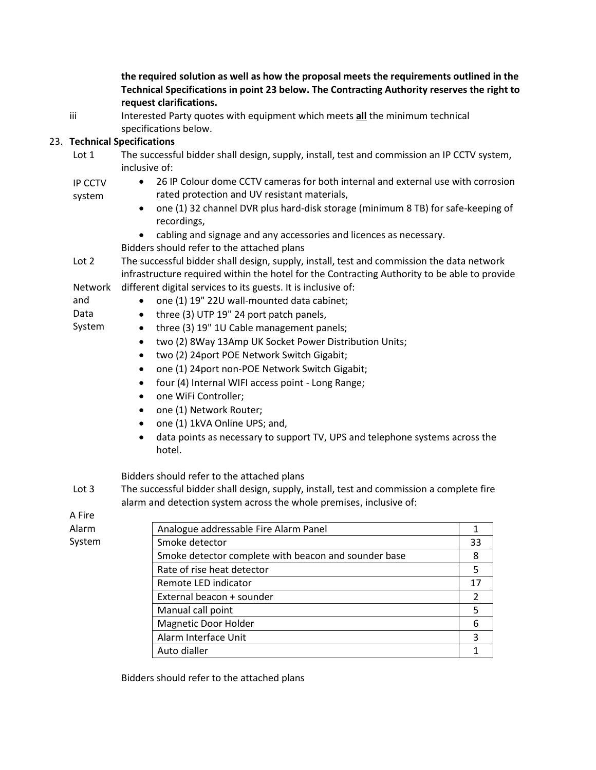**the required solution as well as how the proposal meets the requirements outlined in the Technical Specifications in point 23 below. The Contracting Authority reserves the right to request clarifications.**

iii Interested Party quotes with equipment which meets **all** the minimum technical specifications below.

23. **Technical Specifications**

Lot 1 – IP CCTV system

The successful bidder shall design, supply, install, test and commission an IP CCTV system, inclusive of:

- 26 IP Colour dome CCTV cameras for both internal and external use with corrosion rated protection and UV resistant materials,
- one (1) 32 channel DVR plus hard-disk storage (minimum 8 TB) for safe-keeping of recordings,
- cabling and signage and any accessories and licences as necessary.

Bidders should refer to the attached plans

Lot 2 – Network and Data System

The successful bidder shall design, supply, install, test and commission the data network infrastructure required within the hotel for the Contracting Authority to be able to provide different digital services to its guests. It is inclusive of:

- one (1) 19" 22U wall-mounted data cabinet;
- three (3) UTP 19" 24 port patch panels,
- three (3) 19" 1U Cable management panels;
- two (2) 8Way 13Amp UK Socket Power Distribution Units;
- two (2) 24port POE Network Switch Gigabit;
- one (1) 24port non-POE Network Switch Gigabit;
- four (4) Internal WIFI access point - Long Range;
- one WiFi Controller;
- one (1) Network Router;
- one (1) 1kVA Online UPS; and,
- data points as necessary to support TV, UPS and telephone systems across the hotel.

Bidders should refer to the attached plans

Lot 3 – A Fire Alarm System

The successful bidder shall design, supply, install, test and commission a complete fire alarm and detection system across the whole premises, inclusive of:

| Item | Qty |
|---|---|
| Analogue addressable Fire Alarm Panel | 1 |
| Smoke detector | 33 |
| Smoke detector complete with beacon and sounder base | 8 |
| Rate of rise heat detector | 5 |
| Remote LED indicator | 17 |
| External beacon + sounder | 2 |
| Manual call point | 5 |
| Magnetic Door Holder | 6 |
| Alarm Interface Unit | 3 |
| Auto dialler | 1 |

Bidders should refer to the attached plans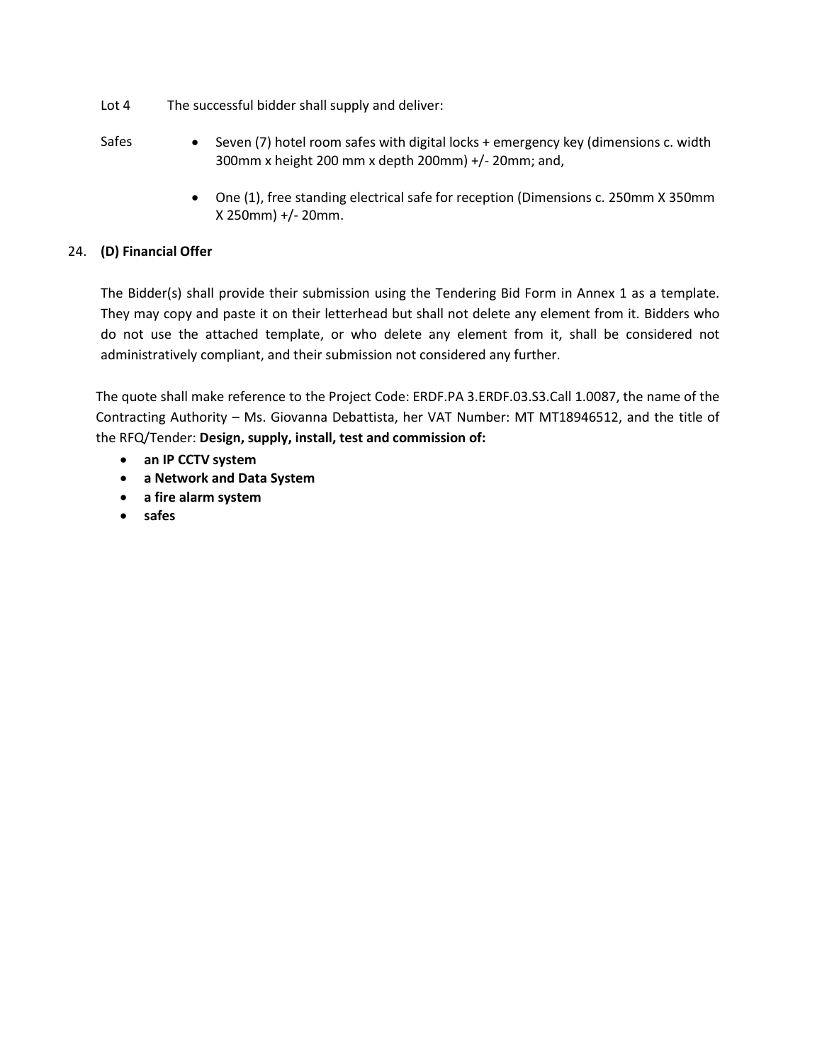Lot 4 The successful bidder shall supply and deliver:

Safes

- Seven (7) hotel room safes with digital locks + emergency key (dimensions c. width 300mm x height 200 mm x depth 200mm) +/- 20mm; and,
- One (1), free standing electrical safe for reception (Dimensions c. 250mm X 350mm X 250mm) +/- 20mm.

24. **(D) Financial Offer**

The Bidder(s) shall provide their submission using the Tendering Bid Form in Annex 1 as a template. They may copy and paste it on their letterhead but shall not delete any element from it. Bidders who do not use the attached template, or who delete any element from it, shall be considered not administratively compliant, and their submission not considered any further.

The quote shall make reference to the Project Code: ERDF.PA 3.ERDF.03.S3.Call 1.0087, the name of the Contracting Authority – Ms. Giovanna Debattista, her VAT Number: MT MT18946512, and the title of the RFQ/Tender: **Design, supply, install, test and commission of:**

- **an IP CCTV system**
- **a Network and Data System**
- **a fire alarm system**
- **safes**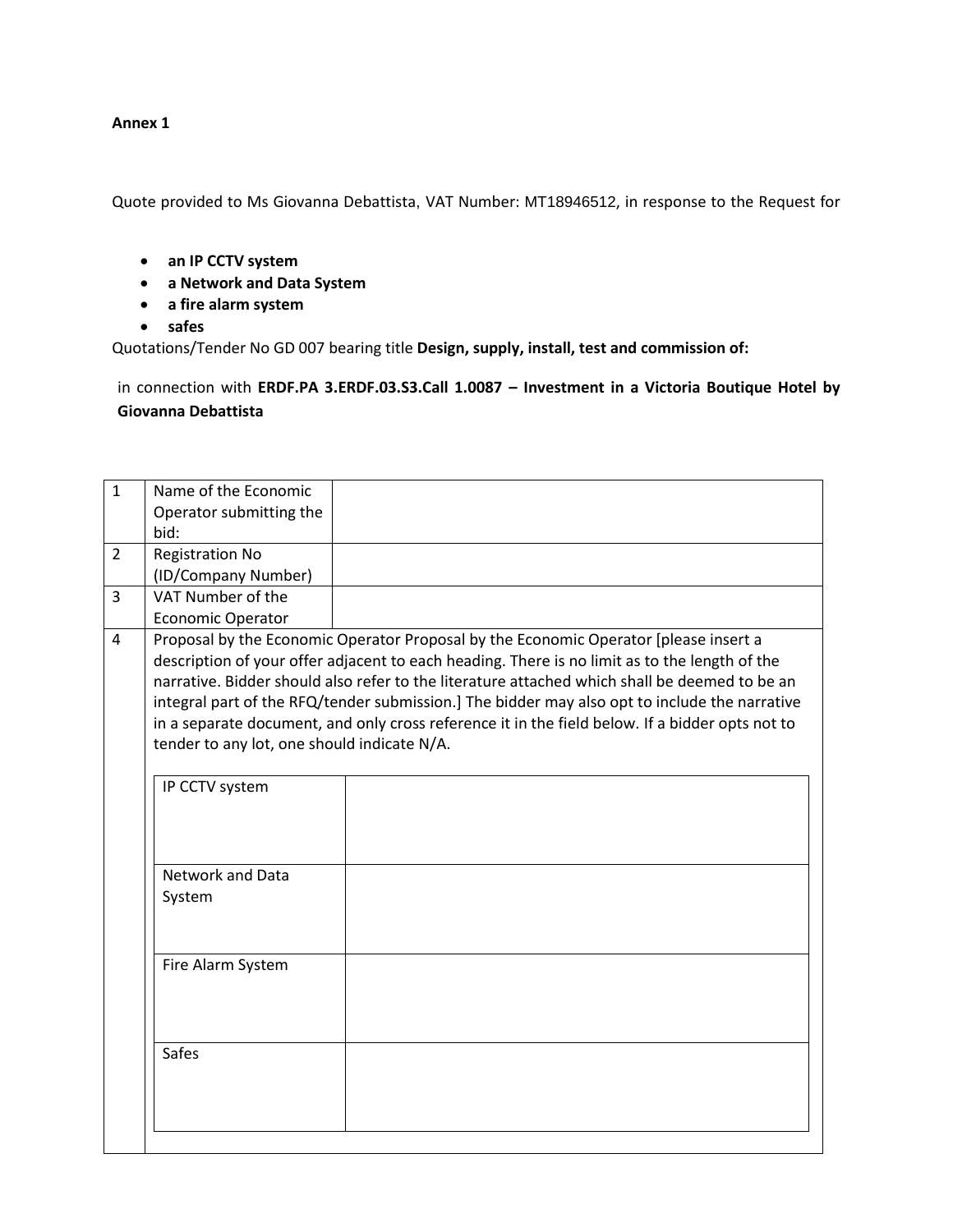**Annex 1**

Quote provided to Ms Giovanna Debattista, VAT Number: MT18946512, in response to the Request for

- **an IP CCTV system**
- **a Network and Data System**
- **a fire alarm system**
- **safes**

Quotations/Tender No GD 007 bearing title **Design, supply, install, test and commission of:**

in connection with **ERDF.PA 3.ERDF.03.S3.Call 1.0087 – Investment in a Victoria Boutique Hotel by Giovanna Debattista**

| | | |
|---|---|---|
| 1 | Name of the Economic Operator submitting the bid: | |
| 2 | Registration No (ID/Company Number) | |
| 3 | VAT Number of the Economic Operator | |
| 4 | Proposal by the Economic Operator Proposal by the Economic Operator [please insert a description of your offer adjacent to each heading. There is no limit as to the length of the narrative. Bidder should also refer to the literature attached which shall be deemed to be an integral part of the RFQ/tender submission.] The bidder may also opt to include the narrative in a separate document, and only cross reference it in the field below. If a bidder opts not to tender to any lot, one should indicate N/A. | |

| | |
|---|---|
| IP CCTV system | |
| Network and Data System | |
| Fire Alarm System | |
| Safes | |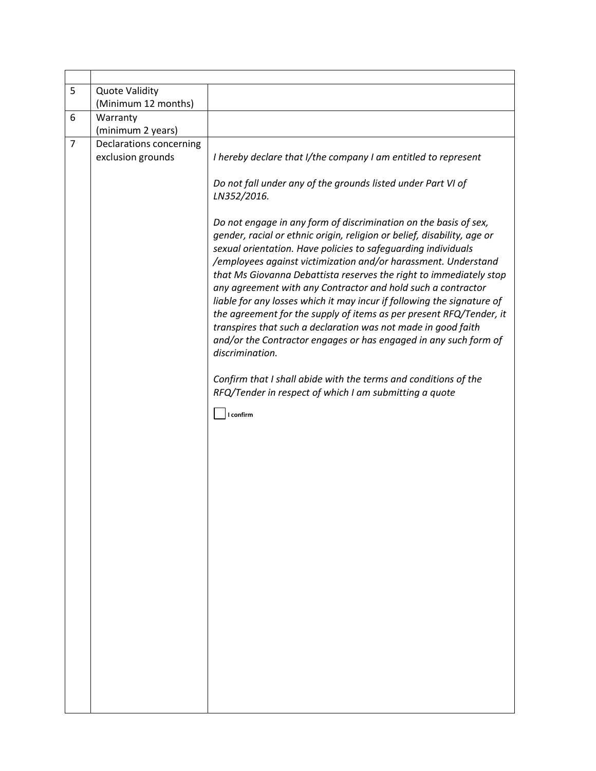| | | |
|---|---|---|
| 5 | Quote Validity<br>(Minimum 12 months) | |
| 6 | Warranty<br>(minimum 2 years) | |
| 7 | Declarations concerning exclusion grounds | *I hereby declare that I/the company I am entitled to represent*<br><br>*Do not fall under any of the grounds listed under Part VI of LN352/2016.*<br><br>*Do not engage in any form of discrimination on the basis of sex, gender, racial or ethnic origin, religion or belief, disability, age or sexual orientation. Have policies to safeguarding individuals /employees against victimization and/or harassment. Understand that Ms Giovanna Debattista reserves the right to immediately stop any agreement with any Contractor and hold such a contractor liable for any losses which it may incur if following the signature of the agreement for the supply of items as per present RFQ/Tender, it transpires that such a declaration was not made in good faith and/or the Contractor engages or has engaged in any such form of discrimination.*<br><br>*Confirm that I shall abide with the terms and conditions of the RFQ/Tender in respect of which I am submitting a quote*<br><br>☐ **I confirm** |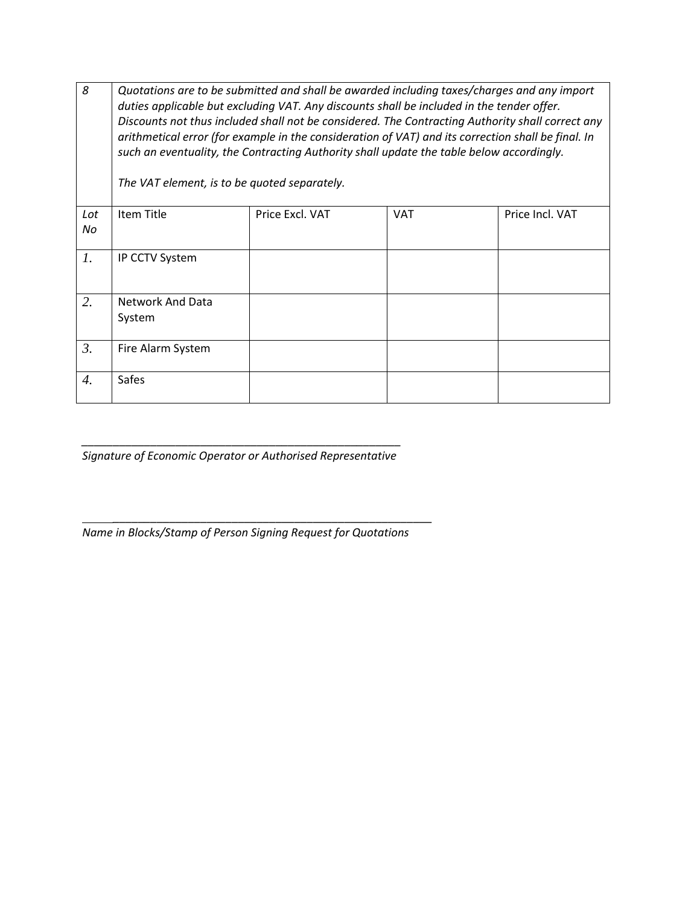| | | | | |
|---|---|---|---|---|
| *8* | *Quotations are to be submitted and shall be awarded including taxes/charges and any import duties applicable but excluding VAT. Any discounts shall be included in the tender offer. Discounts not thus included shall not be considered. The Contracting Authority shall correct any arithmetical error (for example in the consideration of VAT) and its correction shall be final. In such an eventuality, the Contracting Authority shall update the table below accordingly.*<br><br>*The VAT element, is to be quoted separately.* | | | |
| *Lot No* | Item Title | Price Excl. VAT | VAT | Price Incl. VAT |
| *1.* | IP CCTV System | | | |
| *2.* | Network And Data System | | | |
| *3.* | Fire Alarm System | | | |
| *4.* | Safes | | | |

_____________________________________________________

*Signature of Economic Operator or Authorised Representative*

_____________________________________________________

*Name in Blocks/Stamp of Person Signing Request for Quotations*